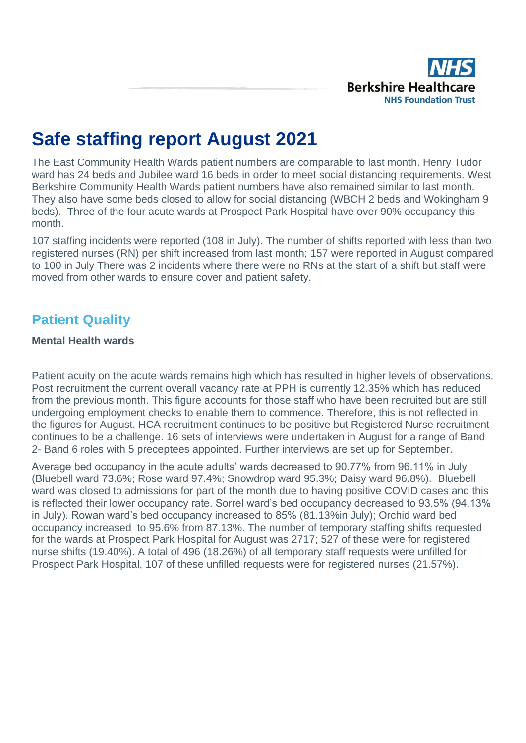# Safe staffing report August 2021

The East Community Health Wards patient numbers are comparable to last month. Henry Tudor ward has 24 beds and Jubilee ward 16 beds in order to meet social distancing requirements. West Berkshire Community Health Wards patient numbers have also remained similar to last month. They also have some beds closed to allow for social distancing (WBCH 2 beds and Wokingham 9 beds). Three of the four acute wards at Prospect Park Hospital have over 90% occupancy this month.

107 staffing incidents were reported (108 in July). The number of shifts reported with less than two registered nurses (RN) per shift increased from last month; 157 were reported in August compared to 100 in July There was 2 incidents where there were no RNs at the start of a shift but staff were moved from other wards to ensure cover and patient safety.

## Patient Quality

### Mental Health wards

Patient acuity on the acute wards remains high which has resulted in higher levels of observations. Post recruitment the current overall vacancy rate at PPH is currently 12.35% which has reduced from the previous month. This figure accounts for those staff who have been recruited but are still undergoing employment checks to enable them to commence. Therefore, this is not reflected in the figures for August. HCA recruitment continues to be positive but Registered Nurse recruitment continues to be a challenge. 16 sets of interviews were undertaken in August for a range of Band 2- Band 6 roles with 5 preceptees appointed. Further interviews are set up for September.

Average bed occupancy in the acute adults' wards decreased to 90.77% from 96.11% in July (Bluebell ward 73.6%; Rose ward 97.4%; Snowdrop ward 95.3%; Daisy ward 96.8%). Bluebell ward was closed to admissions for part of the month due to having positive COVID cases and this is reflected their lower occupancy rate. Sorrel ward's bed occupancy decreased to 93.5% (94.13% in July). Rowan ward's bed occupancy increased to 85% (81.13%in July); Orchid ward bed occupancy increased to 95.6% from 87.13%. The number of temporary staffing shifts requested for the wards at Prospect Park Hospital for August was 2717; 527 of these were for registered nurse shifts (19.40%). A total of 496 (18.26%) of all temporary staff requests were unfilled for Prospect Park Hospital, 107 of these unfilled requests were for registered nurses (21.57%).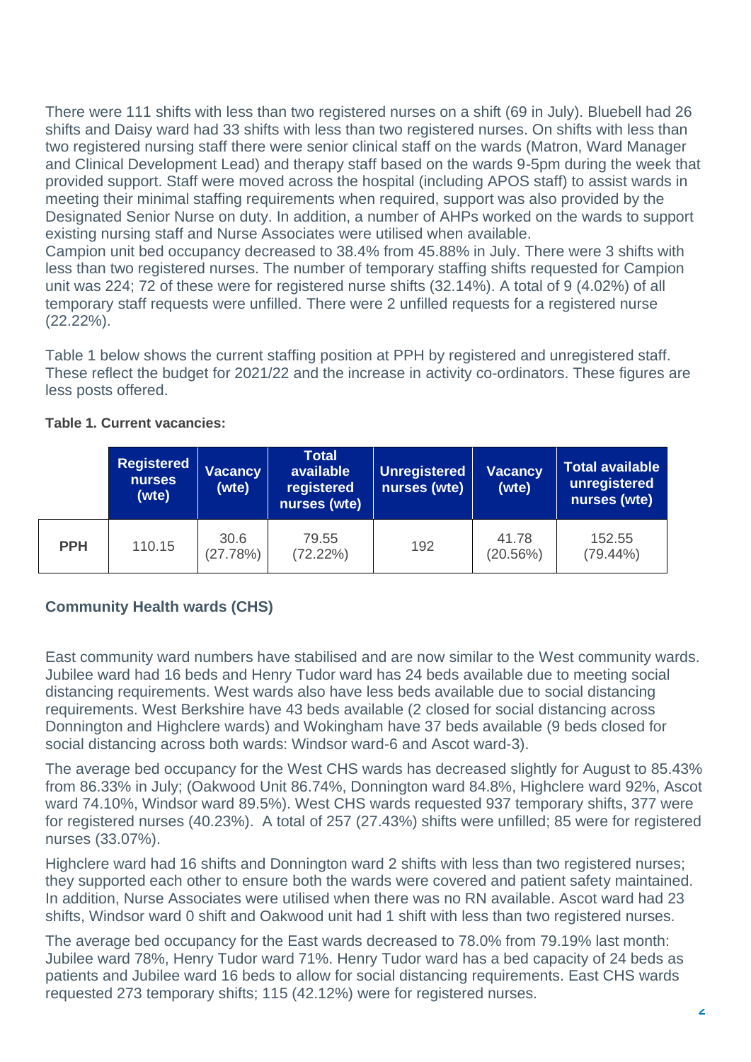There were 111 shifts with less than two registered nurses on a shift (69 in July). Bluebell had 26 shifts and Daisy ward had 33 shifts with less than two registered nurses. On shifts with less than two registered nursing staff there were senior clinical staff on the wards (Matron, Ward Manager and Clinical Development Lead) and therapy staff based on the wards 9-5pm during the week that provided support. Staff were moved across the hospital (including APOS staff) to assist wards in meeting their minimal staffing requirements when required, support was also provided by the Designated Senior Nurse on duty. In addition, a number of AHPs worked on the wards to support existing nursing staff and Nurse Associates were utilised when available.
Campion unit bed occupancy decreased to 38.4% from 45.88% in July. There were 3 shifts with less than two registered nurses. The number of temporary staffing shifts requested for Campion unit was 224; 72 of these were for registered nurse shifts (32.14%). A total of 9 (4.02%) of all temporary staff requests were unfilled. There were 2 unfilled requests for a registered nurse (22.22%).

Table 1 below shows the current staffing position at PPH by registered and unregistered staff. These reflect the budget for 2021/22 and the increase in activity co-ordinators. These figures are less posts offered.

**Table 1. Current vacancies:**

| | Registered nurses (wte) | Vacancy (wte) | Total available registered nurses (wte) | Unregistered nurses (wte) | Vacancy (wte) | Total available unregistered nurses (wte) |
|---|---|---|---|---|---|---|
| **PPH** | 110.15 | 30.6 (27.78%) | 79.55 (72.22%) | 192 | 41.78 (20.56%) | 152.55 (79.44%) |

## Community Health wards (CHS)

East community ward numbers have stabilised and are now similar to the West community wards. Jubilee ward had 16 beds and Henry Tudor ward has 24 beds available due to meeting social distancing requirements. West wards also have less beds available due to social distancing requirements. West Berkshire have 43 beds available (2 closed for social distancing across Donnington and Highclere wards) and Wokingham have 37 beds available (9 beds closed for social distancing across both wards: Windsor ward-6 and Ascot ward-3).

The average bed occupancy for the West CHS wards has decreased slightly for August to 85.43% from 86.33% in July; (Oakwood Unit 86.74%, Donnington ward 84.8%, Highclere ward 92%, Ascot ward 74.10%, Windsor ward 89.5%). West CHS wards requested 937 temporary shifts, 377 were for registered nurses (40.23%). A total of 257 (27.43%) shifts were unfilled; 85 were for registered nurses (33.07%).

Highclere ward had 16 shifts and Donnington ward 2 shifts with less than two registered nurses; they supported each other to ensure both the wards were covered and patient safety maintained. In addition, Nurse Associates were utilised when there was no RN available. Ascot ward had 23 shifts, Windsor ward 0 shift and Oakwood unit had 1 shift with less than two registered nurses.

The average bed occupancy for the East wards decreased to 78.0% from 79.19% last month: Jubilee ward 78%, Henry Tudor ward 71%. Henry Tudor ward has a bed capacity of 24 beds as patients and Jubilee ward 16 beds to allow for social distancing requirements. East CHS wards requested 273 temporary shifts; 115 (42.12%) were for registered nurses.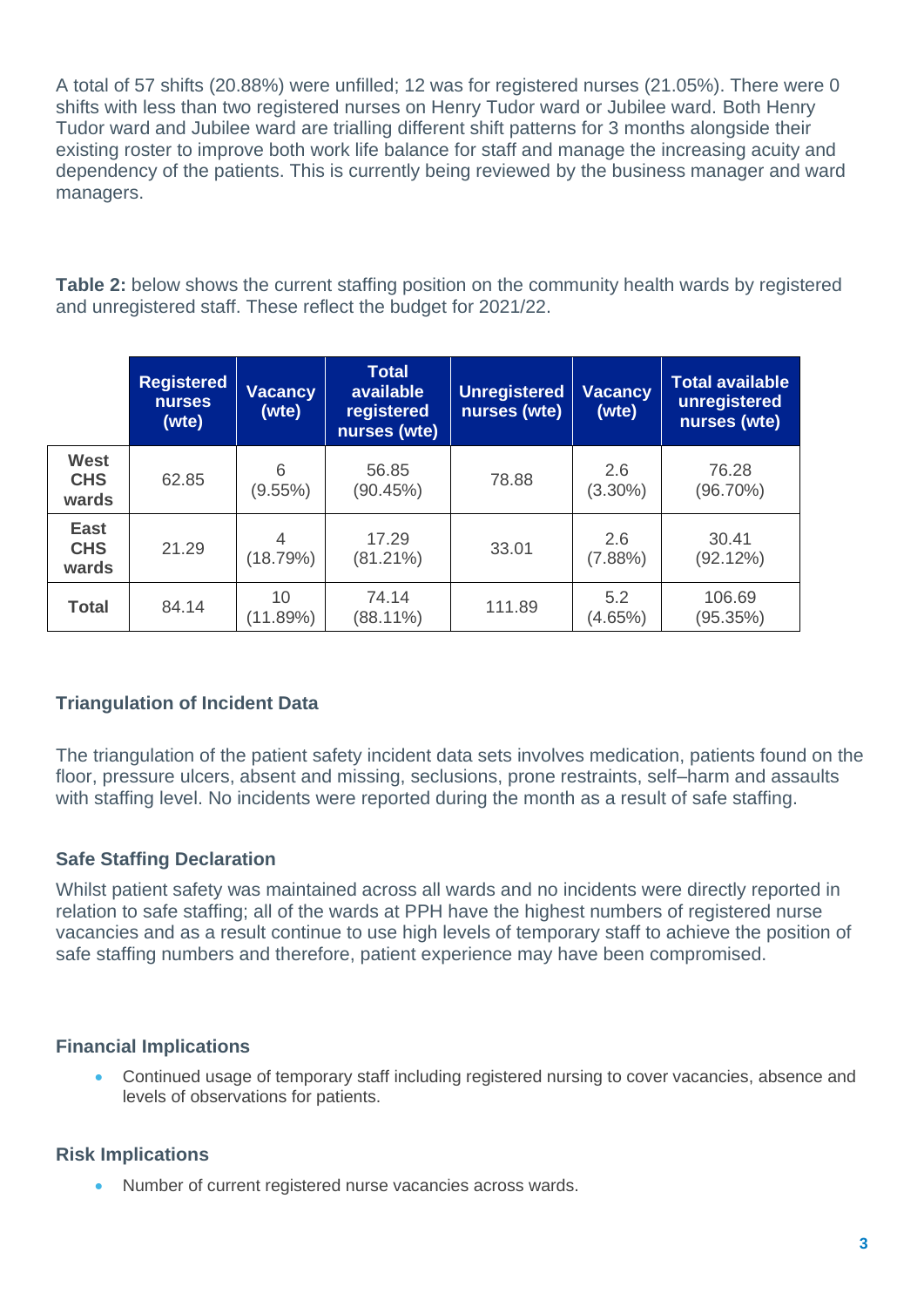A total of 57 shifts (20.88%) were unfilled; 12 was for registered nurses (21.05%). There were 0 shifts with less than two registered nurses on Henry Tudor ward or Jubilee ward. Both Henry Tudor ward and Jubilee ward are trialling different shift patterns for 3 months alongside their existing roster to improve both work life balance for staff and manage the increasing acuity and dependency of the patients. This is currently being reviewed by the business manager and ward managers.

**Table 2:** below shows the current staffing position on the community health wards by registered and unregistered staff. These reflect the budget for 2021/22.

| | Registered nurses (wte) | Vacancy (wte) | Total available registered nurses (wte) | Unregistered nurses (wte) | Vacancy (wte) | Total available unregistered nurses (wte) |
|---|---|---|---|---|---|---|
| **West CHS wards** | 62.85 | 6 (9.55%) | 56.85 (90.45%) | 78.88 | 2.6 (3.30%) | 76.28 (96.70%) |
| **East CHS wards** | 21.29 | 4 (18.79%) | 17.29 (81.21%) | 33.01 | 2.6 (7.88%) | 30.41 (92.12%) |
| **Total** | 84.14 | 10 (11.89%) | 74.14 (88.11%) | 111.89 | 5.2 (4.65%) | 106.69 (95.35%) |

### Triangulation of Incident Data

The triangulation of the patient safety incident data sets involves medication, patients found on the floor, pressure ulcers, absent and missing, seclusions, prone restraints, self–harm and assaults with staffing level. No incidents were reported during the month as a result of safe staffing.

### Safe Staffing Declaration

Whilst patient safety was maintained across all wards and no incidents were directly reported in relation to safe staffing; all of the wards at PPH have the highest numbers of registered nurse vacancies and as a result continue to use high levels of temporary staff to achieve the position of safe staffing numbers and therefore, patient experience may have been compromised.

### Financial Implications

- Continued usage of temporary staff including registered nursing to cover vacancies, absence and levels of observations for patients.

### Risk Implications

- Number of current registered nurse vacancies across wards.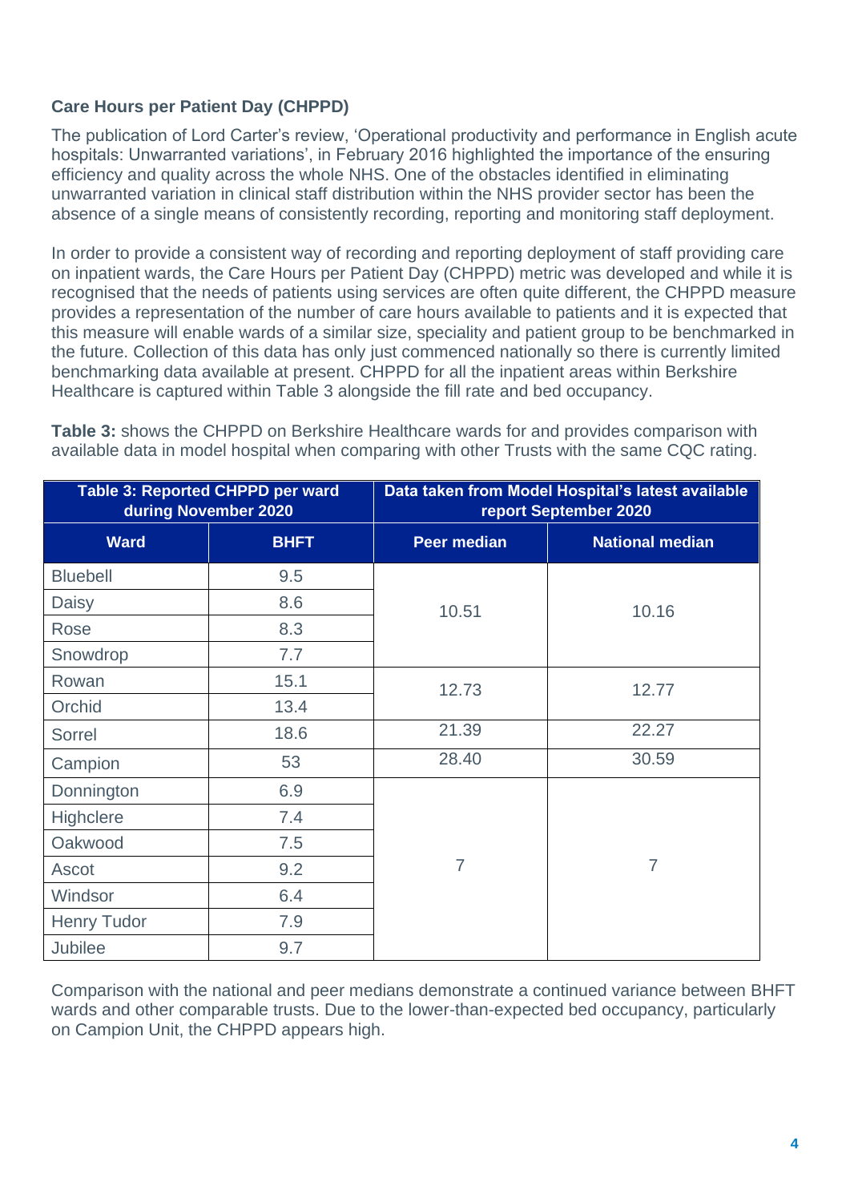### Care Hours per Patient Day (CHPPD)

The publication of Lord Carter's review, 'Operational productivity and performance in English acute hospitals: Unwarranted variations', in February 2016 highlighted the importance of the ensuring efficiency and quality across the whole NHS. One of the obstacles identified in eliminating unwarranted variation in clinical staff distribution within the NHS provider sector has been the absence of a single means of consistently recording, reporting and monitoring staff deployment.

In order to provide a consistent way of recording and reporting deployment of staff providing care on inpatient wards, the Care Hours per Patient Day (CHPPD) metric was developed and while it is recognised that the needs of patients using services are often quite different, the CHPPD measure provides a representation of the number of care hours available to patients and it is expected that this measure will enable wards of a similar size, speciality and patient group to be benchmarked in the future. Collection of this data has only just commenced nationally so there is currently limited benchmarking data available at present. CHPPD for all the inpatient areas within Berkshire Healthcare is captured within Table 3 alongside the fill rate and bed occupancy.

**Table 3:** shows the CHPPD on Berkshire Healthcare wards for and provides comparison with available data in model hospital when comparing with other Trusts with the same CQC rating.

| Table 3: Reported CHPPD per ward during November 2020 | | Data taken from Model Hospital's latest available report September 2020 | |
|---|---|---|---|
| **Ward** | **BHFT** | **Peer median** | **National median** |
| Bluebell | 9.5 | 10.51 | 10.16 |
| Daisy | 8.6 | | |
| Rose | 8.3 | | |
| Snowdrop | 7.7 | | |
| Rowan | 15.1 | 12.73 | 12.77 |
| Orchid | 13.4 | | |
| Sorrel | 18.6 | 21.39 | 22.27 |
| Campion | 53 | 28.40 | 30.59 |
| Donnington | 6.9 | 7 | 7 |
| Highclere | 7.4 | | |
| Oakwood | 7.5 | | |
| Ascot | 9.2 | | |
| Windsor | 6.4 | | |
| Henry Tudor | 7.9 | | |
| Jubilee | 9.7 | | |

Comparison with the national and peer medians demonstrate a continued variance between BHFT wards and other comparable trusts. Due to the lower-than-expected bed occupancy, particularly on Campion Unit, the CHPPD appears high.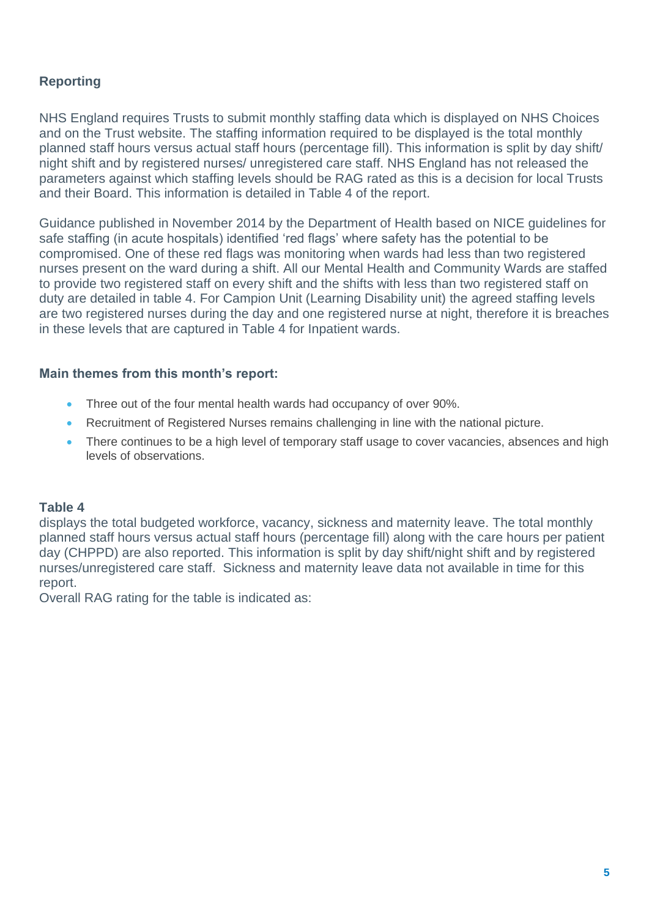### Reporting

NHS England requires Trusts to submit monthly staffing data which is displayed on NHS Choices and on the Trust website. The staffing information required to be displayed is the total monthly planned staff hours versus actual staff hours (percentage fill). This information is split by day shift/ night shift and by registered nurses/ unregistered care staff. NHS England has not released the parameters against which staffing levels should be RAG rated as this is a decision for local Trusts and their Board. This information is detailed in Table 4 of the report.

Guidance published in November 2014 by the Department of Health based on NICE guidelines for safe staffing (in acute hospitals) identified 'red flags' where safety has the potential to be compromised. One of these red flags was monitoring when wards had less than two registered nurses present on the ward during a shift. All our Mental Health and Community Wards are staffed to provide two registered staff on every shift and the shifts with less than two registered staff on duty are detailed in table 4. For Campion Unit (Learning Disability unit) the agreed staffing levels are two registered nurses during the day and one registered nurse at night, therefore it is breaches in these levels that are captured in Table 4 for Inpatient wards.

### Main themes from this month's report:

- Three out of the four mental health wards had occupancy of over 90%.
- Recruitment of Registered Nurses remains challenging in line with the national picture.
- There continues to be a high level of temporary staff usage to cover vacancies, absences and high levels of observations.

### Table 4

displays the total budgeted workforce, vacancy, sickness and maternity leave. The total monthly planned staff hours versus actual staff hours (percentage fill) along with the care hours per patient day (CHPPD) are also reported. This information is split by day shift/night shift and by registered nurses/unregistered care staff. Sickness and maternity leave data not available in time for this report.

Overall RAG rating for the table is indicated as: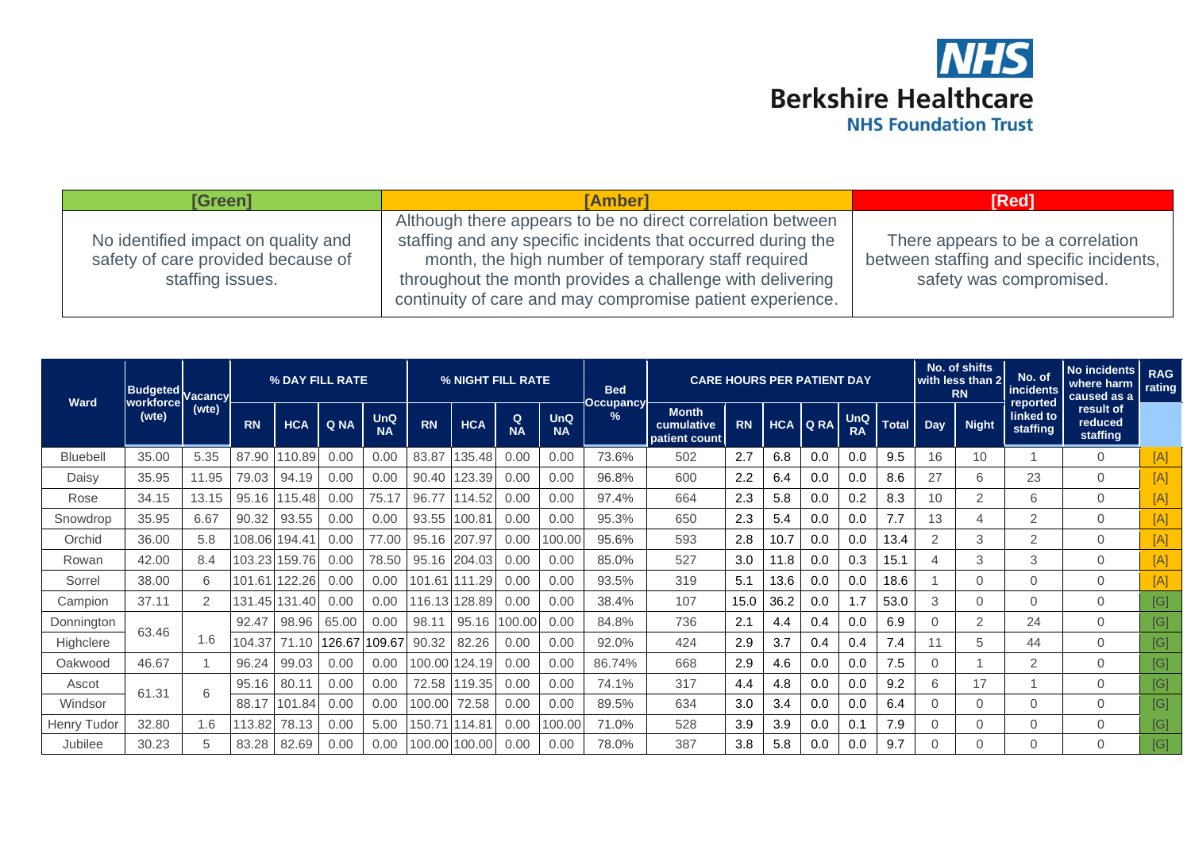**NHS Berkshire Healthcare NHS Foundation Trust**

| [Green] | [Amber] | [Red] |
|---|---|---|
| No identified impact on quality and safety of care provided because of staffing issues. | Although there appears to be no direct correlation between staffing and any specific incidents that occurred during the month, the high number of temporary staff required throughout the month provides a challenge with delivering continuity of care and may compromise patient experience. | There appears to be a correlation between staffing and specific incidents, safety was compromised. |

| Ward | Budgeted workforce (wte) | Vacancy (wte) | % DAY FILL RATE | | | | % NIGHT FILL RATE | | | | Bed Occupancy % | CARE HOURS PER PATIENT DAY | | | | | | No. of shifts with less than 2 RN | | No. of incidents reported linked to staffing | No incidents where harm caused as a result of reduced staffing | RAG rating |
|---|---|---|---|---|---|---|---|---|---|---|---|---|---|---|---|---|---|---|---|---|---|---|
| | | | RN | HCA | Q NA | UnQ NA | RN | HCA | Q NA | UnQ NA | | Month cumulative patient count | RN | HCA | Q RA | UnQ RA | Total | Day | Night | | | |
| Bluebell | 35.00 | 5.35 | 87.90 | 110.89 | 0.00 | 0.00 | 83.87 | 135.48 | 0.00 | 0.00 | 73.6% | 502 | 2.7 | 6.8 | 0.0 | 0.0 | 9.5 | 16 | 10 | 1 | 0 | [A] |
| Daisy | 35.95 | 11.95 | 79.03 | 94.19 | 0.00 | 0.00 | 90.40 | 123.39 | 0.00 | 0.00 | 96.8% | 600 | 2.2 | 6.4 | 0.0 | 0.0 | 8.6 | 27 | 6 | 23 | 0 | [A] |
| Rose | 34.15 | 13.15 | 95.16 | 115.48 | 0.00 | 75.17 | 96.77 | 114.52 | 0.00 | 0.00 | 97.4% | 664 | 2.3 | 5.8 | 0.0 | 0.2 | 8.3 | 10 | 2 | 6 | 0 | [A] |
| Snowdrop | 35.95 | 6.67 | 90.32 | 93.55 | 0.00 | 0.00 | 93.55 | 100.81 | 0.00 | 0.00 | 95.3% | 650 | 2.3 | 5.4 | 0.0 | 0.0 | 7.7 | 13 | 4 | 2 | 0 | [A] |
| Orchid | 36.00 | 5.8 | 108.06 | 194.41 | 0.00 | 77.00 | 95.16 | 207.97 | 0.00 | 100.00 | 95.6% | 593 | 2.8 | 10.7 | 0.0 | 0.0 | 13.4 | 2 | 3 | 2 | 0 | [A] |
| Rowan | 42.00 | 8.4 | 103.23 | 159.76 | 0.00 | 78.50 | 95.16 | 204.03 | 0.00 | 0.00 | 85.0% | 527 | 3.0 | 11.8 | 0.0 | 0.3 | 15.1 | 4 | 3 | 3 | 0 | [A] |
| Sorrel | 38.00 | 6 | 101.61 | 122.26 | 0.00 | 0.00 | 101.61 | 111.29 | 0.00 | 0.00 | 93.5% | 319 | 5.1 | 13.6 | 0.0 | 0.0 | 18.6 | 1 | 0 | 0 | 0 | [A] |
| Campion | 37.11 | 2 | 131.45 | 131.40 | 0.00 | 0.00 | 116.13 | 128.89 | 0.00 | 0.00 | 38.4% | 107 | 15.0 | 36.2 | 0.0 | 1.7 | 53.0 | 3 | 0 | 0 | 0 | [G] |
| Donnington | 63.46 | 1.6 | 92.47 | 98.96 | 65.00 | 0.00 | 98.11 | 95.16 | 100.00 | 0.00 | 84.8% | 736 | 2.1 | 4.4 | 0.4 | 0.0 | 6.9 | 0 | 2 | 24 | 0 | [G] |
| Highclere | | | 104.37 | 71.10 | 126.67 | 109.67 | 90.32 | 82.26 | 0.00 | 0.00 | 92.0% | 424 | 2.9 | 3.7 | 0.4 | 0.4 | 7.4 | 11 | 5 | 44 | 0 | [G] |
| Oakwood | 46.67 | 1 | 96.24 | 99.03 | 0.00 | 0.00 | 100.00 | 124.19 | 0.00 | 0.00 | 86.74% | 668 | 2.9 | 4.6 | 0.0 | 0.0 | 7.5 | 0 | 1 | 2 | 0 | [G] |
| Ascot | 61.31 | 6 | 95.16 | 80.11 | 0.00 | 0.00 | 72.58 | 119.35 | 0.00 | 0.00 | 74.1% | 317 | 4.4 | 4.8 | 0.0 | 0.0 | 9.2 | 6 | 17 | 1 | 0 | [G] |
| Windsor | | | 88.17 | 101.84 | 0.00 | 0.00 | 100.00 | 72.58 | 0.00 | 0.00 | 89.5% | 634 | 3.0 | 3.4 | 0.0 | 0.0 | 6.4 | 0 | 0 | 0 | 0 | [G] |
| Henry Tudor | 32.80 | 1.6 | 113.82 | 78.13 | 0.00 | 5.00 | 150.71 | 114.81 | 0.00 | 100.00 | 71.0% | 528 | 3.9 | 3.9 | 0.0 | 0.1 | 7.9 | 0 | 0 | 0 | 0 | [G] |
| Jubilee | 30.23 | 5 | 83.28 | 82.69 | 0.00 | 0.00 | 100.00 | 100.00 | 0.00 | 0.00 | 78.0% | 387 | 3.8 | 5.8 | 0.0 | 0.0 | 9.7 | 0 | 0 | 0 | 0 | [G] |